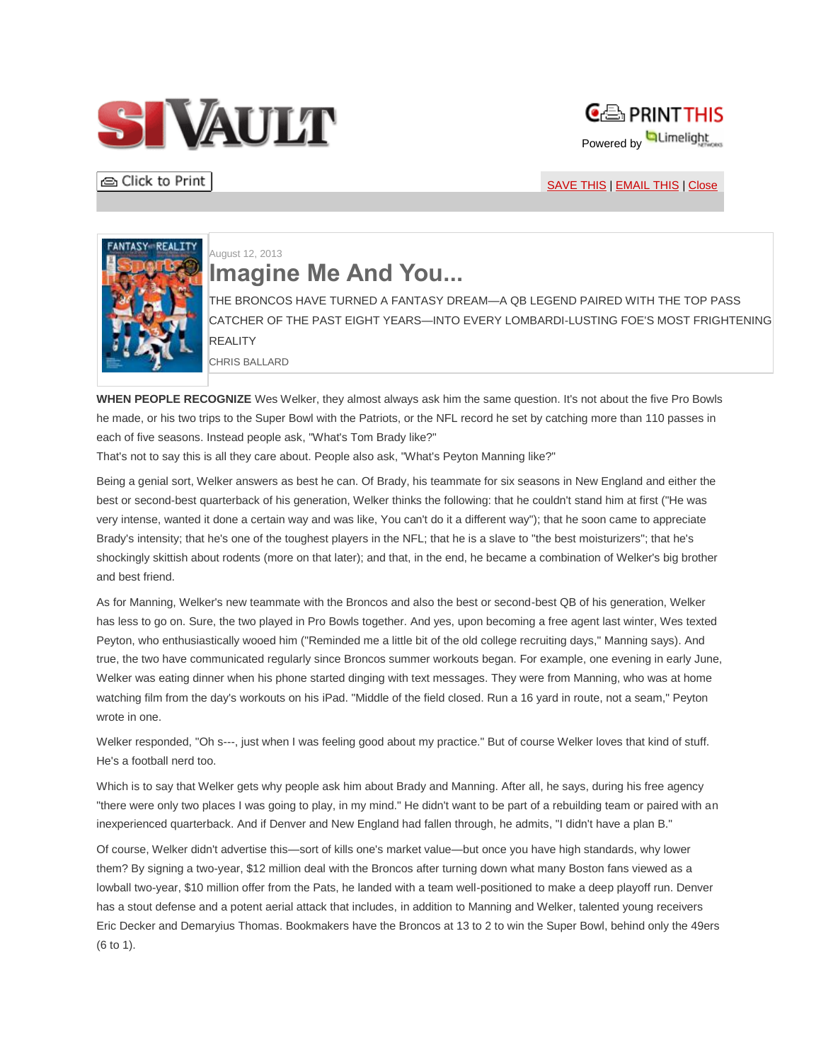August 12, 2013

# Imagine Me And You...

THE BRONCOS HAVE TURNED A FANTASY DREAM—A QB LEGEND PAIRED WITH THE TOP PASS CATCHER OF THE PAST EIGHT YEARS—INTO EVERY LOMBARDI-LUSTING FOE'S MOST FRIGHTENING REALITY

CHRIS BALLARD

**WHEN PEOPLE RECOGNIZE** Wes Welker, they almost always ask him the same question. It's not about the five Pro Bowls he made, or his two trips to the Super Bowl with the Patriots, or the NFL record he set by catching more than 110 passes in each of five seasons. Instead people ask, "What's Tom Brady like?"
That's not to say this is all they care about. People also ask, "What's Peyton Manning like?"

Being a genial sort, Welker answers as best he can. Of Brady, his teammate for six seasons in New England and either the best or second-best quarterback of his generation, Welker thinks the following: that he couldn't stand him at first ("He was very intense, wanted it done a certain way and was like, You can't do it a different way"); that he soon came to appreciate Brady's intensity; that he's one of the toughest players in the NFL; that he is a slave to "the best moisturizers"; that he's shockingly skittish about rodents (more on that later); and that, in the end, he became a combination of Welker's big brother and best friend.

As for Manning, Welker's new teammate with the Broncos and also the best or second-best QB of his generation, Welker has less to go on. Sure, the two played in Pro Bowls together. And yes, upon becoming a free agent last winter, Wes texted Peyton, who enthusiastically wooed him ("Reminded me a little bit of the old college recruiting days," Manning says). And true, the two have communicated regularly since Broncos summer workouts began. For example, one evening in early June, Welker was eating dinner when his phone started dinging with text messages. They were from Manning, who was at home watching film from the day's workouts on his iPad. "Middle of the field closed. Run a 16 yard in route, not a seam," Peyton wrote in one.

Welker responded, "Oh s---, just when I was feeling good about my practice." But of course Welker loves that kind of stuff. He's a football nerd too.

Which is to say that Welker gets why people ask him about Brady and Manning. After all, he says, during his free agency "there were only two places I was going to play, in my mind." He didn't want to be part of a rebuilding team or paired with an inexperienced quarterback. And if Denver and New England had fallen through, he admits, "I didn't have a plan B."

Of course, Welker didn't advertise this—sort of kills one's market value—but once you have high standards, why lower them? By signing a two-year, $12 million deal with the Broncos after turning down what many Boston fans viewed as a lowball two-year, $10 million offer from the Pats, he landed with a team well-positioned to make a deep playoff run. Denver has a stout defense and a potent aerial attack that includes, in addition to Manning and Welker, talented young receivers Eric Decker and Demaryius Thomas. Bookmakers have the Broncos at 13 to 2 to win the Super Bowl, behind only the 49ers (6 to 1).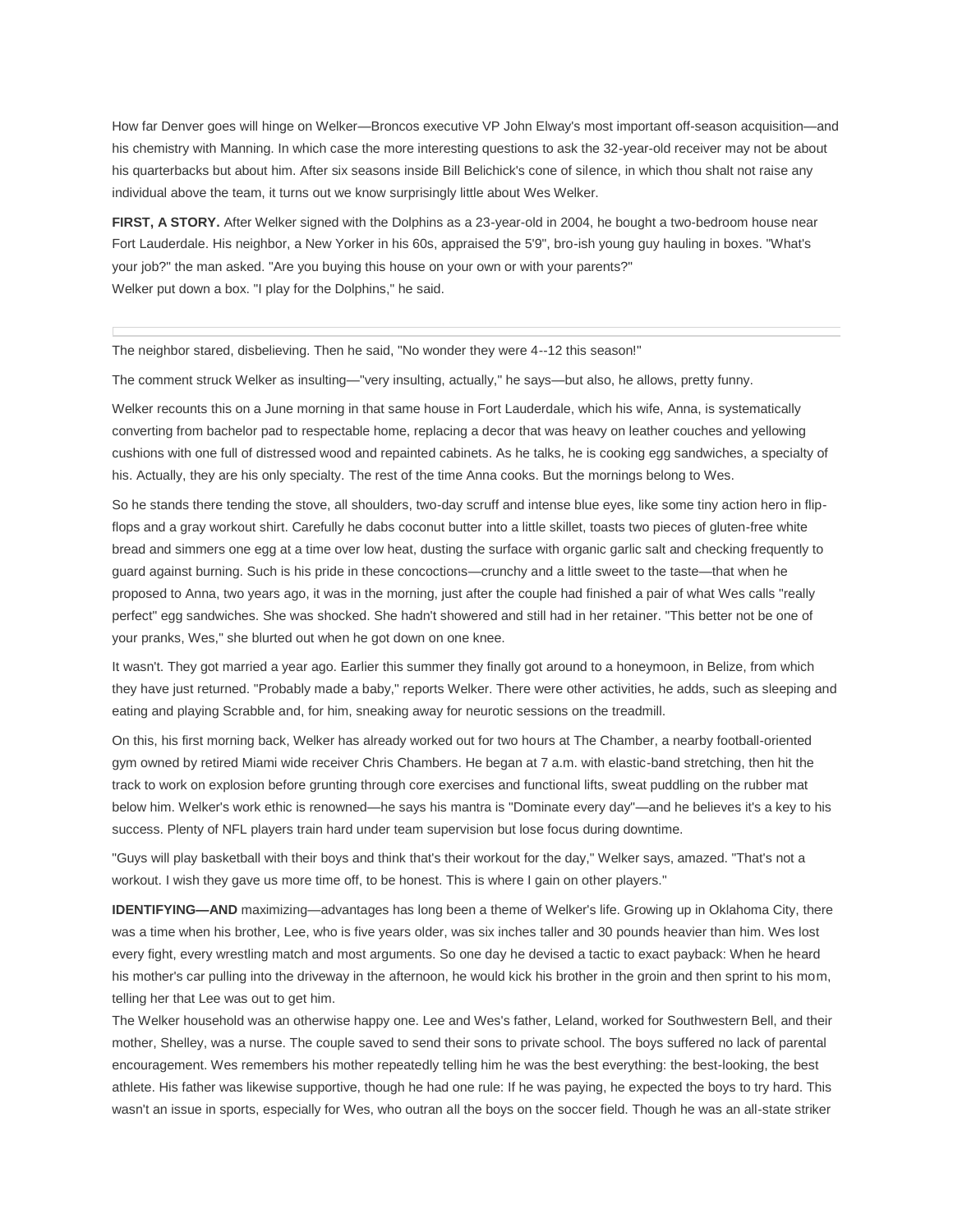How far Denver goes will hinge on Welker—Broncos executive VP John Elway's most important off-season acquisition—and his chemistry with Manning. In which case the more interesting questions to ask the 32-year-old receiver may not be about his quarterbacks but about him. After six seasons inside Bill Belichick's cone of silence, in which thou shalt not raise any individual above the team, it turns out we know surprisingly little about Wes Welker.

**FIRST, A STORY.** After Welker signed with the Dolphins as a 23-year-old in 2004, he bought a two-bedroom house near Fort Lauderdale. His neighbor, a New Yorker in his 60s, appraised the 5'9", bro-ish young guy hauling in boxes. "What's your job?" the man asked. "Are you buying this house on your own or with your parents?"
Welker put down a box. "I play for the Dolphins," he said.

The neighbor stared, disbelieving. Then he said, "No wonder they were 4--12 this season!"

The comment struck Welker as insulting—"very insulting, actually," he says—but also, he allows, pretty funny.

Welker recounts this on a June morning in that same house in Fort Lauderdale, which his wife, Anna, is systematically converting from bachelor pad to respectable home, replacing a decor that was heavy on leather couches and yellowing cushions with one full of distressed wood and repainted cabinets. As he talks, he is cooking egg sandwiches, a specialty of his. Actually, they are his only specialty. The rest of the time Anna cooks. But the mornings belong to Wes.

So he stands there tending the stove, all shoulders, two-day scruff and intense blue eyes, like some tiny action hero in flip-flops and a gray workout shirt. Carefully he dabs coconut butter into a little skillet, toasts two pieces of gluten-free white bread and simmers one egg at a time over low heat, dusting the surface with organic garlic salt and checking frequently to guard against burning. Such is his pride in these concoctions—crunchy and a little sweet to the taste—that when he proposed to Anna, two years ago, it was in the morning, just after the couple had finished a pair of what Wes calls "really perfect" egg sandwiches. She was shocked. She hadn't showered and still had in her retainer. "This better not be one of your pranks, Wes," she blurted out when he got down on one knee.

It wasn't. They got married a year ago. Earlier this summer they finally got around to a honeymoon, in Belize, from which they have just returned. "Probably made a baby," reports Welker. There were other activities, he adds, such as sleeping and eating and playing Scrabble and, for him, sneaking away for neurotic sessions on the treadmill.

On this, his first morning back, Welker has already worked out for two hours at The Chamber, a nearby football-oriented gym owned by retired Miami wide receiver Chris Chambers. He began at 7 a.m. with elastic-band stretching, then hit the track to work on explosion before grunting through core exercises and functional lifts, sweat puddling on the rubber mat below him. Welker's work ethic is renowned—he says his mantra is "Dominate every day"—and he believes it's a key to his success. Plenty of NFL players train hard under team supervision but lose focus during downtime.

"Guys will play basketball with their boys and think that's their workout for the day," Welker says, amazed. "That's not a workout. I wish they gave us more time off, to be honest. This is where I gain on other players."

**IDENTIFYING—AND** maximizing—advantages has long been a theme of Welker's life. Growing up in Oklahoma City, there was a time when his brother, Lee, who is five years older, was six inches taller and 30 pounds heavier than him. Wes lost every fight, every wrestling match and most arguments. So one day he devised a tactic to exact payback: When he heard his mother's car pulling into the driveway in the afternoon, he would kick his brother in the groin and then sprint to his mom, telling her that Lee was out to get him.
The Welker household was an otherwise happy one. Lee and Wes's father, Leland, worked for Southwestern Bell, and their mother, Shelley, was a nurse. The couple saved to send their sons to private school. The boys suffered no lack of parental encouragement. Wes remembers his mother repeatedly telling him he was the best everything: the best-looking, the best athlete. His father was likewise supportive, though he had one rule: If he was paying, he expected the boys to try hard. This wasn't an issue in sports, especially for Wes, who outran all the boys on the soccer field. Though he was an all-state striker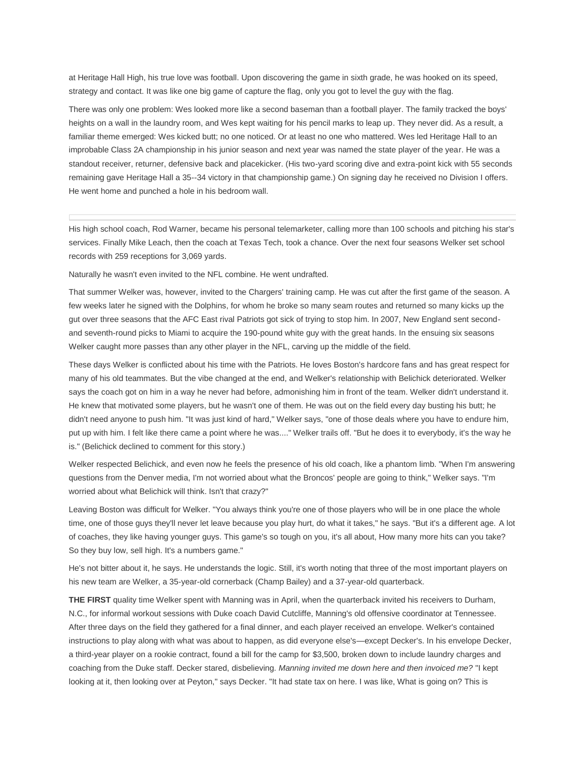at Heritage Hall High, his true love was football. Upon discovering the game in sixth grade, he was hooked on its speed, strategy and contact. It was like one big game of capture the flag, only you got to level the guy with the flag.

There was only one problem: Wes looked more like a second baseman than a football player. The family tracked the boys' heights on a wall in the laundry room, and Wes kept waiting for his pencil marks to leap up. They never did. As a result, a familiar theme emerged: Wes kicked butt; no one noticed. Or at least no one who mattered. Wes led Heritage Hall to an improbable Class 2A championship in his junior season and next year was named the state player of the year. He was a standout receiver, returner, defensive back and placekicker. (His two-yard scoring dive and extra-point kick with 55 seconds remaining gave Heritage Hall a 35--34 victory in that championship game.) On signing day he received no Division I offers. He went home and punched a hole in his bedroom wall.

---

His high school coach, Rod Warner, became his personal telemarketer, calling more than 100 schools and pitching his star's services. Finally Mike Leach, then the coach at Texas Tech, took a chance. Over the next four seasons Welker set school records with 259 receptions for 3,069 yards.

Naturally he wasn't even invited to the NFL combine. He went undrafted.

That summer Welker was, however, invited to the Chargers' training camp. He was cut after the first game of the season. A few weeks later he signed with the Dolphins, for whom he broke so many seam routes and returned so many kicks up the gut over three seasons that the AFC East rival Patriots got sick of trying to stop him. In 2007, New England sent second- and seventh-round picks to Miami to acquire the 190-pound white guy with the great hands. In the ensuing six seasons Welker caught more passes than any other player in the NFL, carving up the middle of the field.

These days Welker is conflicted about his time with the Patriots. He loves Boston's hardcore fans and has great respect for many of his old teammates. But the vibe changed at the end, and Welker's relationship with Belichick deteriorated. Welker says the coach got on him in a way he never had before, admonishing him in front of the team. Welker didn't understand it. He knew that motivated some players, but he wasn't one of them. He was out on the field every day busting his butt; he didn't need anyone to push him. "It was just kind of hard," Welker says, "one of those deals where you have to endure him, put up with him. I felt like there came a point where he was...." Welker trails off. "But he does it to everybody, it's the way he is." (Belichick declined to comment for this story.)

Welker respected Belichick, and even now he feels the presence of his old coach, like a phantom limb. "When I'm answering questions from the Denver media, I'm not worried about what the Broncos' people are going to think," Welker says. "I'm worried about what Belichick will think. Isn't that crazy?"

Leaving Boston was difficult for Welker. "You always think you're one of those players who will be in one place the whole time, one of those guys they'll never let leave because you play hurt, do what it takes," he says. "But it's a different age. A lot of coaches, they like having younger guys. This game's so tough on you, it's all about, How many more hits can you take? So they buy low, sell high. It's a numbers game."

He's not bitter about it, he says. He understands the logic. Still, it's worth noting that three of the most important players on his new team are Welker, a 35-year-old cornerback (Champ Bailey) and a 37-year-old quarterback.

**THE FIRST** quality time Welker spent with Manning was in April, when the quarterback invited his receivers to Durham, N.C., for informal workout sessions with Duke coach David Cutcliffe, Manning's old offensive coordinator at Tennessee. After three days on the field they gathered for a final dinner, and each player received an envelope. Welker's contained instructions to play along with what was about to happen, as did everyone else's—except Decker's. In his envelope Decker, a third-year player on a rookie contract, found a bill for the camp for $3,500, broken down to include laundry charges and coaching from the Duke staff. Decker stared, disbelieving. *Manning invited me down here and then invoiced me?* "I kept looking at it, then looking over at Peyton," says Decker. "It had state tax on here. I was like, What is going on? This is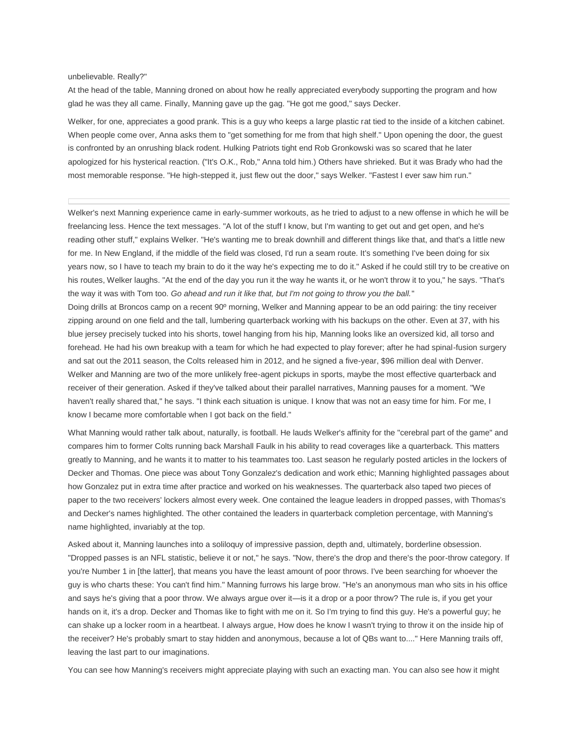unbelievable. Really?"

At the head of the table, Manning droned on about how he really appreciated everybody supporting the program and how glad he was they all came. Finally, Manning gave up the gag. "He got me good," says Decker.

Welker, for one, appreciates a good prank. This is a guy who keeps a large plastic rat tied to the inside of a kitchen cabinet. When people come over, Anna asks them to "get something for me from that high shelf." Upon opening the door, the guest is confronted by an onrushing black rodent. Hulking Patriots tight end Rob Gronkowski was so scared that he later apologized for his hysterical reaction. ("It's O.K., Rob," Anna told him.) Others have shrieked. But it was Brady who had the most memorable response. "He high-stepped it, just flew out the door," says Welker. "Fastest I ever saw him run."

---

Welker's next Manning experience came in early-summer workouts, as he tried to adjust to a new offense in which he will be freelancing less. Hence the text messages. "A lot of the stuff I know, but I'm wanting to get out and get open, and he's reading other stuff," explains Welker. "He's wanting me to break downhill and different things like that, and that's a little new for me. In New England, if the middle of the field was closed, I'd run a seam route. It's something I've been doing for six years now, so I have to teach my brain to do it the way he's expecting me to do it." Asked if he could still try to be creative on his routes, Welker laughs. "At the end of the day you run it the way he wants it, or he won't throw it to you," he says. "That's the way it was with Tom too. *Go ahead and run it like that, but I'm not going to throw you the ball.*"

Doing drills at Broncos camp on a recent 90º morning, Welker and Manning appear to be an odd pairing: the tiny receiver zipping around on one field and the tall, lumbering quarterback working with his backups on the other. Even at 37, with his blue jersey precisely tucked into his shorts, towel hanging from his hip, Manning looks like an oversized kid, all torso and forehead. He had his own breakup with a team for which he had expected to play forever; after he had spinal-fusion surgery and sat out the 2011 season, the Colts released him in 2012, and he signed a five-year, $96 million deal with Denver. Welker and Manning are two of the more unlikely free-agent pickups in sports, maybe the most effective quarterback and receiver of their generation. Asked if they've talked about their parallel narratives, Manning pauses for a moment. "We haven't really shared that," he says. "I think each situation is unique. I know that was not an easy time for him. For me, I know I became more comfortable when I got back on the field."

What Manning would rather talk about, naturally, is football. He lauds Welker's affinity for the "cerebral part of the game" and compares him to former Colts running back Marshall Faulk in his ability to read coverages like a quarterback. This matters greatly to Manning, and he wants it to matter to his teammates too. Last season he regularly posted articles in the lockers of Decker and Thomas. One piece was about Tony Gonzalez's dedication and work ethic; Manning highlighted passages about how Gonzalez put in extra time after practice and worked on his weaknesses. The quarterback also taped two pieces of paper to the two receivers' lockers almost every week. One contained the league leaders in dropped passes, with Thomas's and Decker's names highlighted. The other contained the leaders in quarterback completion percentage, with Manning's name highlighted, invariably at the top.

Asked about it, Manning launches into a soliloquy of impressive passion, depth and, ultimately, borderline obsession. "Dropped passes is an NFL statistic, believe it or not," he says. "Now, there's the drop and there's the poor-throw category. If you're Number 1 in [the latter], that means you have the least amount of poor throws. I've been searching for whoever the guy is who charts these: You can't find him." Manning furrows his large brow. "He's an anonymous man who sits in his office and says he's giving that a poor throw. We always argue over it—is it a drop or a poor throw? The rule is, if you get your hands on it, it's a drop. Decker and Thomas like to fight with me on it. So I'm trying to find this guy. He's a powerful guy; he can shake up a locker room in a heartbeat. I always argue, How does he know I wasn't trying to throw it on the inside hip of the receiver? He's probably smart to stay hidden and anonymous, because a lot of QBs want to...." Here Manning trails off, leaving the last part to our imaginations.

You can see how Manning's receivers might appreciate playing with such an exacting man. You can also see how it might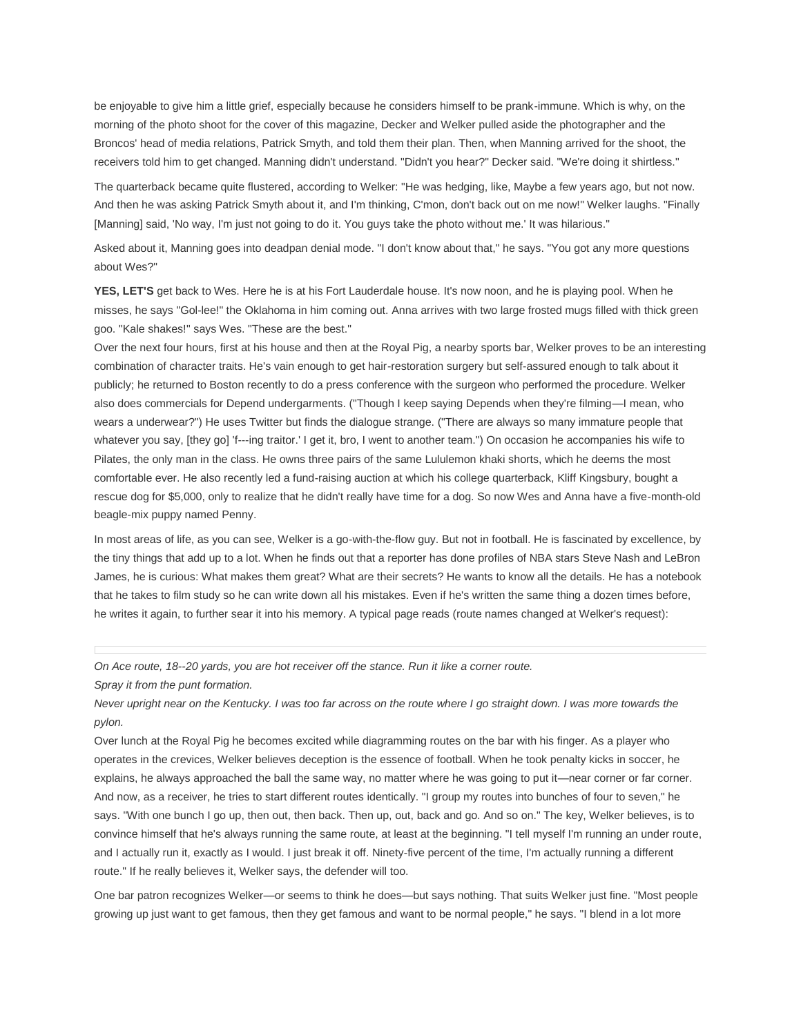be enjoyable to give him a little grief, especially because he considers himself to be prank-immune. Which is why, on the morning of the photo shoot for the cover of this magazine, Decker and Welker pulled aside the photographer and the Broncos' head of media relations, Patrick Smyth, and told them their plan. Then, when Manning arrived for the shoot, the receivers told him to get changed. Manning didn't understand. "Didn't you hear?" Decker said. "We're doing it shirtless."

The quarterback became quite flustered, according to Welker: "He was hedging, like, Maybe a few years ago, but not now. And then he was asking Patrick Smyth about it, and I'm thinking, C'mon, don't back out on me now!" Welker laughs. "Finally [Manning] said, 'No way, I'm just not going to do it. You guys take the photo without me.' It was hilarious."

Asked about it, Manning goes into deadpan denial mode. "I don't know about that," he says. "You got any more questions about Wes?"

**YES, LET'S** get back to Wes. Here he is at his Fort Lauderdale house. It's now noon, and he is playing pool. When he misses, he says "Gol-lee!" the Oklahoma in him coming out. Anna arrives with two large frosted mugs filled with thick green goo. "Kale shakes!" says Wes. "These are the best."

Over the next four hours, first at his house and then at the Royal Pig, a nearby sports bar, Welker proves to be an interesting combination of character traits. He's vain enough to get hair-restoration surgery but self-assured enough to talk about it publicly; he returned to Boston recently to do a press conference with the surgeon who performed the procedure. Welker also does commercials for Depend undergarments. ("Though I keep saying Depends when they're filming—I mean, who wears a underwear?") He uses Twitter but finds the dialogue strange. ("There are always so many immature people that whatever you say, [they go] 'f---ing traitor.' I get it, bro, I went to another team.") On occasion he accompanies his wife to Pilates, the only man in the class. He owns three pairs of the same Lululemon khaki shorts, which he deems the most comfortable ever. He also recently led a fund-raising auction at which his college quarterback, Kliff Kingsbury, bought a rescue dog for $5,000, only to realize that he didn't really have time for a dog. So now Wes and Anna have a five-month-old beagle-mix puppy named Penny.

In most areas of life, as you can see, Welker is a go-with-the-flow guy. But not in football. He is fascinated by excellence, by the tiny things that add up to a lot. When he finds out that a reporter has done profiles of NBA stars Steve Nash and LeBron James, he is curious: What makes them great? What are their secrets? He wants to know all the details. He has a notebook that he takes to film study so he can write down all his mistakes. Even if he's written the same thing a dozen times before, he writes it again, to further sear it into his memory. A typical page reads (route names changed at Welker's request):

---

*On Ace route, 18--20 yards, you are hot receiver off the stance. Run it like a corner route.*
*Spray it from the punt formation.*
*Never upright near on the Kentucky. I was too far across on the route where I go straight down. I was more towards the pylon.*

Over lunch at the Royal Pig he becomes excited while diagramming routes on the bar with his finger. As a player who operates in the crevices, Welker believes deception is the essence of football. When he took penalty kicks in soccer, he explains, he always approached the ball the same way, no matter where he was going to put it—near corner or far corner. And now, as a receiver, he tries to start different routes identically. "I group my routes into bunches of four to seven," he says. "With one bunch I go up, then out, then back. Then up, out, back and go. And so on." The key, Welker believes, is to convince himself that he's always running the same route, at least at the beginning. "I tell myself I'm running an under route, and I actually run it, exactly as I would. I just break it off. Ninety-five percent of the time, I'm actually running a different route." If he really believes it, Welker says, the defender will too.

One bar patron recognizes Welker—or seems to think he does—but says nothing. That suits Welker just fine. "Most people growing up just want to get famous, then they get famous and want to be normal people," he says. "I blend in a lot more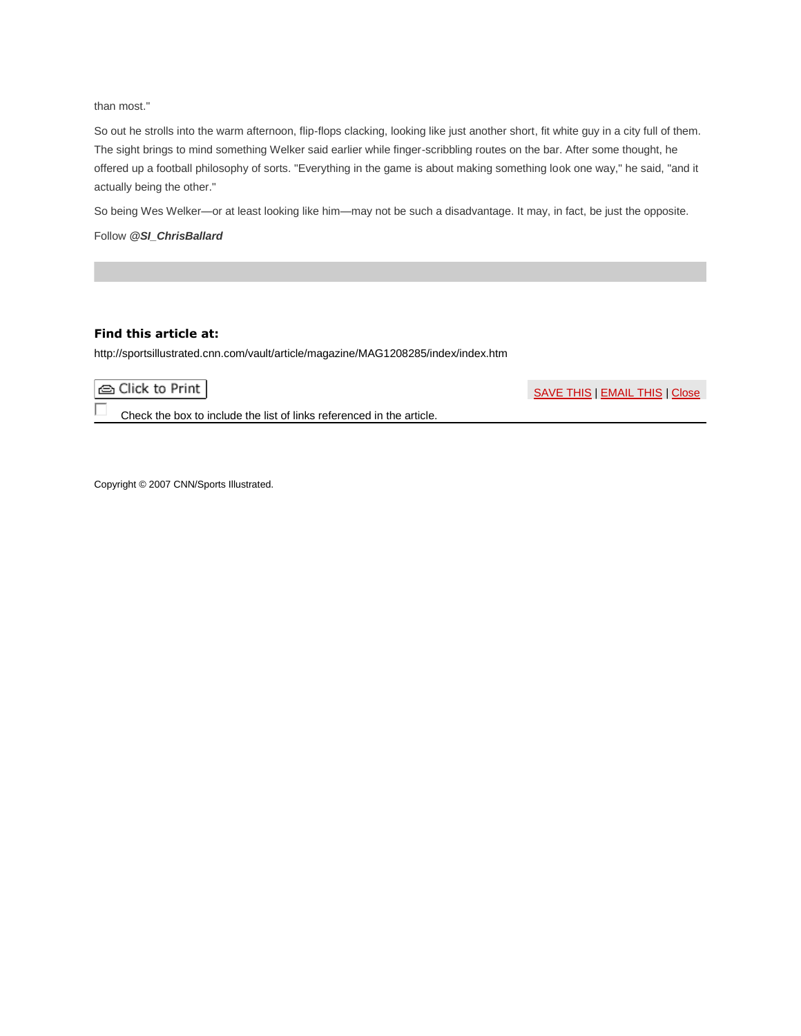than most."

So out he strolls into the warm afternoon, flip-flops clacking, looking like just another short, fit white guy in a city full of them. The sight brings to mind something Welker said earlier while finger-scribbling routes on the bar. After some thought, he offered up a football philosophy of sorts. "Everything in the game is about making something look one way," he said, "and it actually being the other."

So being Wes Welker—or at least looking like him—may not be such a disadvantage. It may, in fact, be just the opposite.

Follow ***@SI_ChrisBallard***

**Find this article at:**

http://sportsillustrated.cnn.com/vault/article/magazine/MAG1208285/index/index.htm

Click to Print

SAVE THIS | EMAIL THIS | Close

Check the box to include the list of links referenced in the article.

Copyright © 2007 CNN/Sports Illustrated.